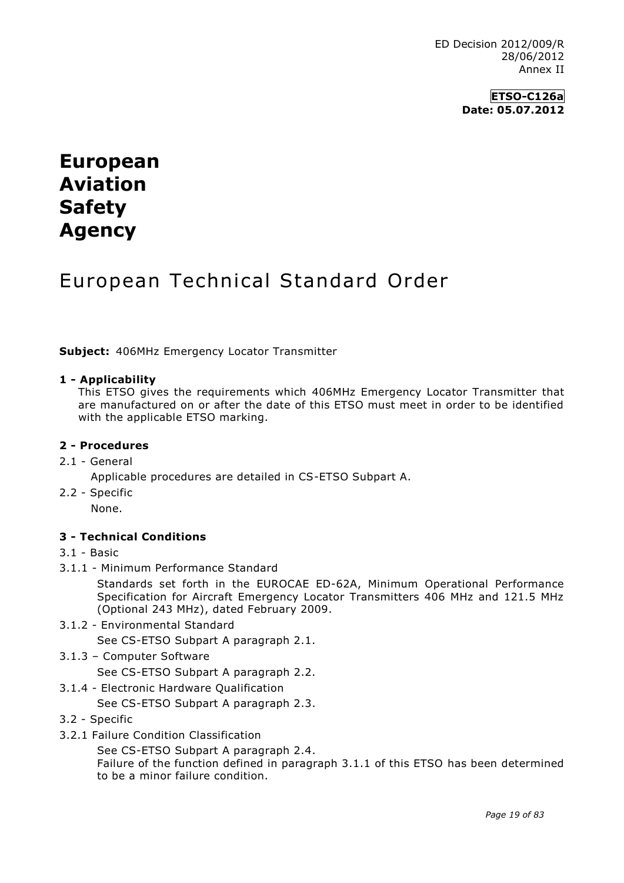ED Decision 2012/009/R
28/06/2012
Annex II

**ETSO-C126a**
**Date: 05.07.2012**

# European Aviation Safety Agency

# European Technical Standard Order

**Subject:** 406MHz Emergency Locator Transmitter

### 1 - Applicability

This ETSO gives the requirements which 406MHz Emergency Locator Transmitter that are manufactured on or after the date of this ETSO must meet in order to be identified with the applicable ETSO marking.

### 2 - Procedures

2.1 - General

Applicable procedures are detailed in CS-ETSO Subpart A.

2.2 - Specific

None.

### 3 - Technical Conditions

3.1 - Basic

3.1.1 - Minimum Performance Standard

Standards set forth in the EUROCAE ED-62A, Minimum Operational Performance Specification for Aircraft Emergency Locator Transmitters 406 MHz and 121.5 MHz (Optional 243 MHz), dated February 2009.

3.1.2 - Environmental Standard

See CS-ETSO Subpart A paragraph 2.1.

3.1.3 – Computer Software

See CS-ETSO Subpart A paragraph 2.2.

3.1.4 - Electronic Hardware Qualification

See CS-ETSO Subpart A paragraph 2.3.

3.2 - Specific

3.2.1 Failure Condition Classification

See CS-ETSO Subpart A paragraph 2.4.
Failure of the function defined in paragraph 3.1.1 of this ETSO has been determined to be a minor failure condition.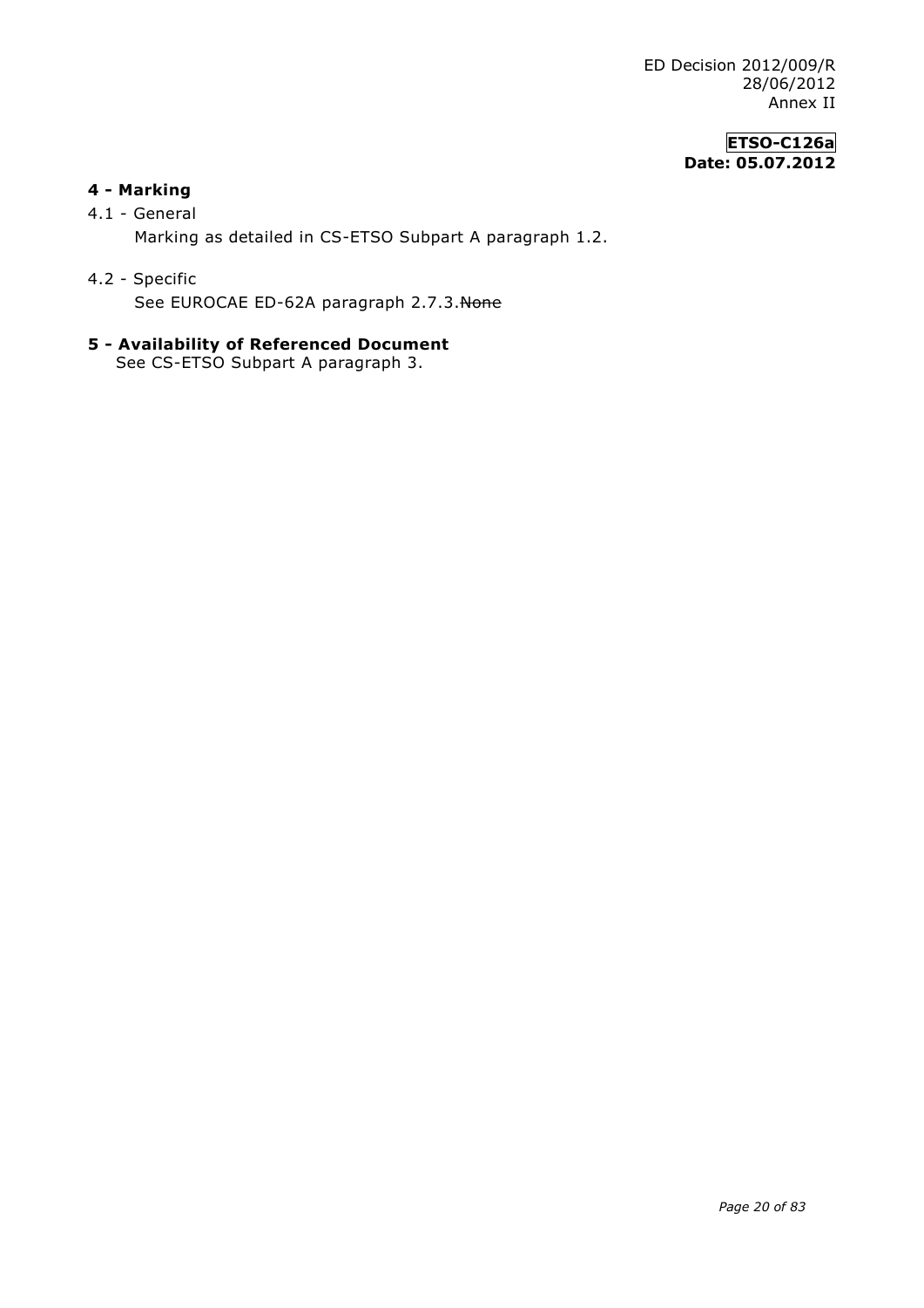## 4 - Marking

4.1 - General

Marking as detailed in CS-ETSO Subpart A paragraph 1.2.

4.2 - Specific

See EUROCAE ED-62A paragraph 2.7.3.~~None~~

## 5 - Availability of Referenced Document

See CS-ETSO Subpart A paragraph 3.